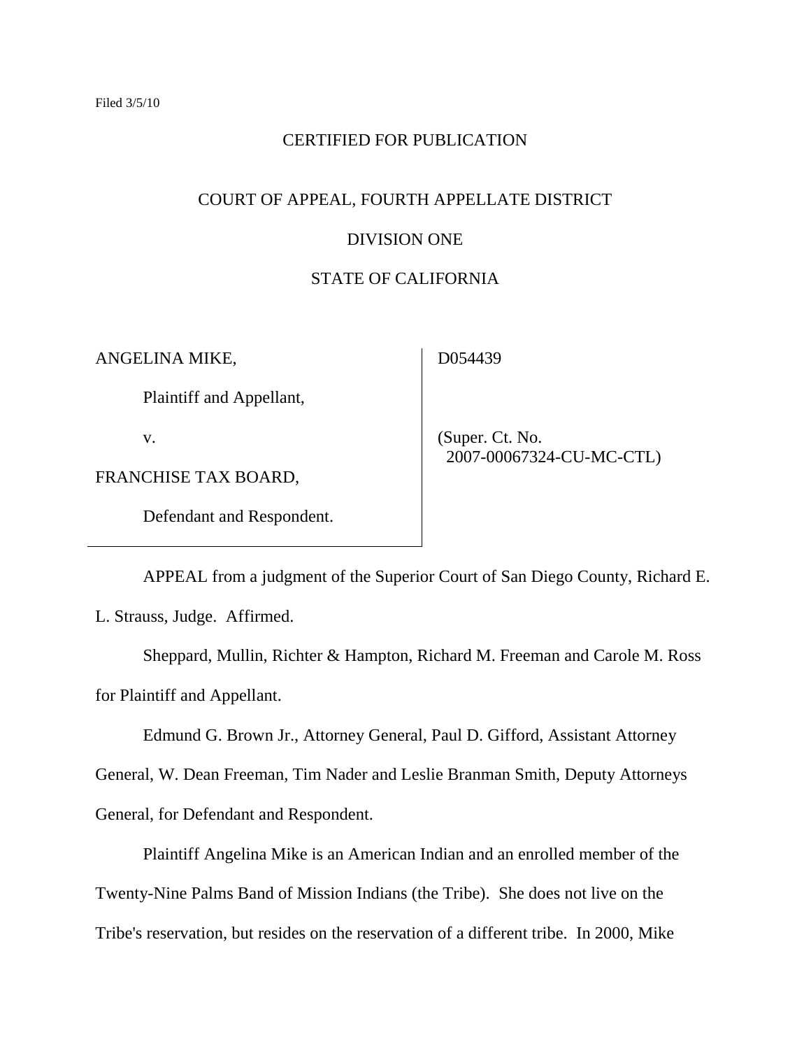Filed 3/5/10

CERTIFIED FOR PUBLICATION

COURT OF APPEAL, FOURTH APPELLATE DISTRICT

DIVISION ONE

STATE OF CALIFORNIA

| | |
|---|---|
| ANGELINA MIKE,<br><br>Plaintiff and Appellant,<br><br>v.<br><br>FRANCHISE TAX BOARD,<br><br>Defendant and Respondent. | D054439<br><br>(Super. Ct. No. 2007-00067324-CU-MC-CTL) |

APPEAL from a judgment of the Superior Court of San Diego County, Richard E. L. Strauss, Judge. Affirmed.

Sheppard, Mullin, Richter & Hampton, Richard M. Freeman and Carole M. Ross for Plaintiff and Appellant.

Edmund G. Brown Jr., Attorney General, Paul D. Gifford, Assistant Attorney General, W. Dean Freeman, Tim Nader and Leslie Branman Smith, Deputy Attorneys General, for Defendant and Respondent.

Plaintiff Angelina Mike is an American Indian and an enrolled member of the Twenty-Nine Palms Band of Mission Indians (the Tribe). She does not live on the Tribe's reservation, but resides on the reservation of a different tribe. In 2000, Mike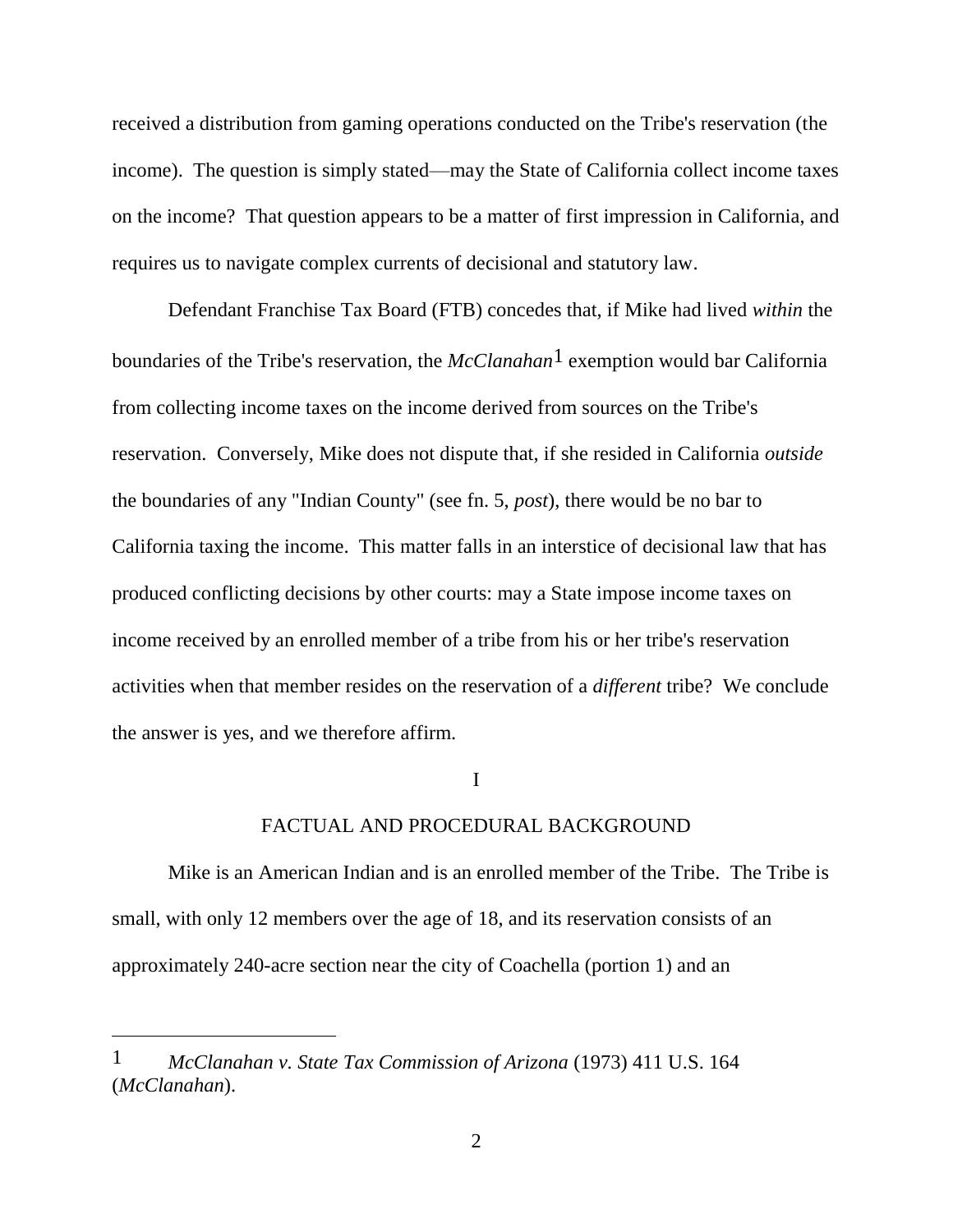received a distribution from gaming operations conducted on the Tribe's reservation (the income). The question is simply stated—may the State of California collect income taxes on the income? That question appears to be a matter of first impression in California, and requires us to navigate complex currents of decisional and statutory law.

Defendant Franchise Tax Board (FTB) concedes that, if Mike had lived *within* the boundaries of the Tribe's reservation, the *McClanahan*[1] exemption would bar California from collecting income taxes on the income derived from sources on the Tribe's reservation. Conversely, Mike does not dispute that, if she resided in California *outside* the boundaries of any "Indian County" (see fn. 5, *post*), there would be no bar to California taxing the income. This matter falls in an interstice of decisional law that has produced conflicting decisions by other courts: may a State impose income taxes on income received by an enrolled member of a tribe from his or her tribe's reservation activities when that member resides on the reservation of a *different* tribe? We conclude the answer is yes, and we therefore affirm.

## I

## FACTUAL AND PROCEDURAL BACKGROUND

Mike is an American Indian and is an enrolled member of the Tribe. The Tribe is small, with only 12 members over the age of 18, and its reservation consists of an approximately 240-acre section near the city of Coachella (portion 1) and an

---

[1] *McClanahan v. State Tax Commission of Arizona* (1973) 411 U.S. 164 (*McClanahan*).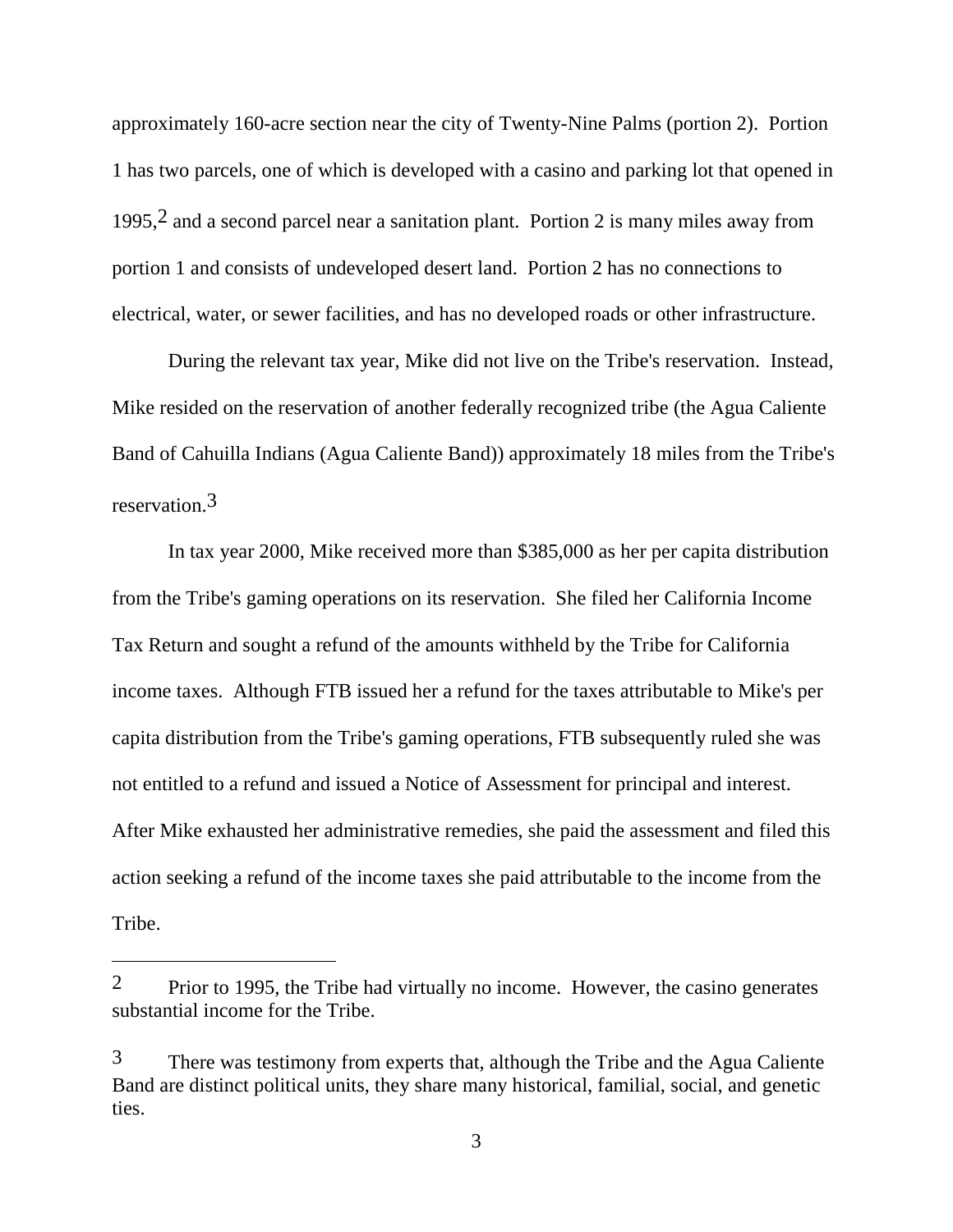approximately 160-acre section near the city of Twenty-Nine Palms (portion 2). Portion 1 has two parcels, one of which is developed with a casino and parking lot that opened in 1995,[2] and a second parcel near a sanitation plant. Portion 2 is many miles away from portion 1 and consists of undeveloped desert land. Portion 2 has no connections to electrical, water, or sewer facilities, and has no developed roads or other infrastructure.

During the relevant tax year, Mike did not live on the Tribe's reservation. Instead, Mike resided on the reservation of another federally recognized tribe (the Agua Caliente Band of Cahuilla Indians (Agua Caliente Band)) approximately 18 miles from the Tribe's reservation.[3]

In tax year 2000, Mike received more than $385,000 as her per capita distribution from the Tribe's gaming operations on its reservation. She filed her California Income Tax Return and sought a refund of the amounts withheld by the Tribe for California income taxes. Although FTB issued her a refund for the taxes attributable to Mike's per capita distribution from the Tribe's gaming operations, FTB subsequently ruled she was not entitled to a refund and issued a Notice of Assessment for principal and interest. After Mike exhausted her administrative remedies, she paid the assessment and filed this action seeking a refund of the income taxes she paid attributable to the income from the Tribe.

---

[2] Prior to 1995, the Tribe had virtually no income. However, the casino generates substantial income for the Tribe.

[3] There was testimony from experts that, although the Tribe and the Agua Caliente Band are distinct political units, they share many historical, familial, social, and genetic ties.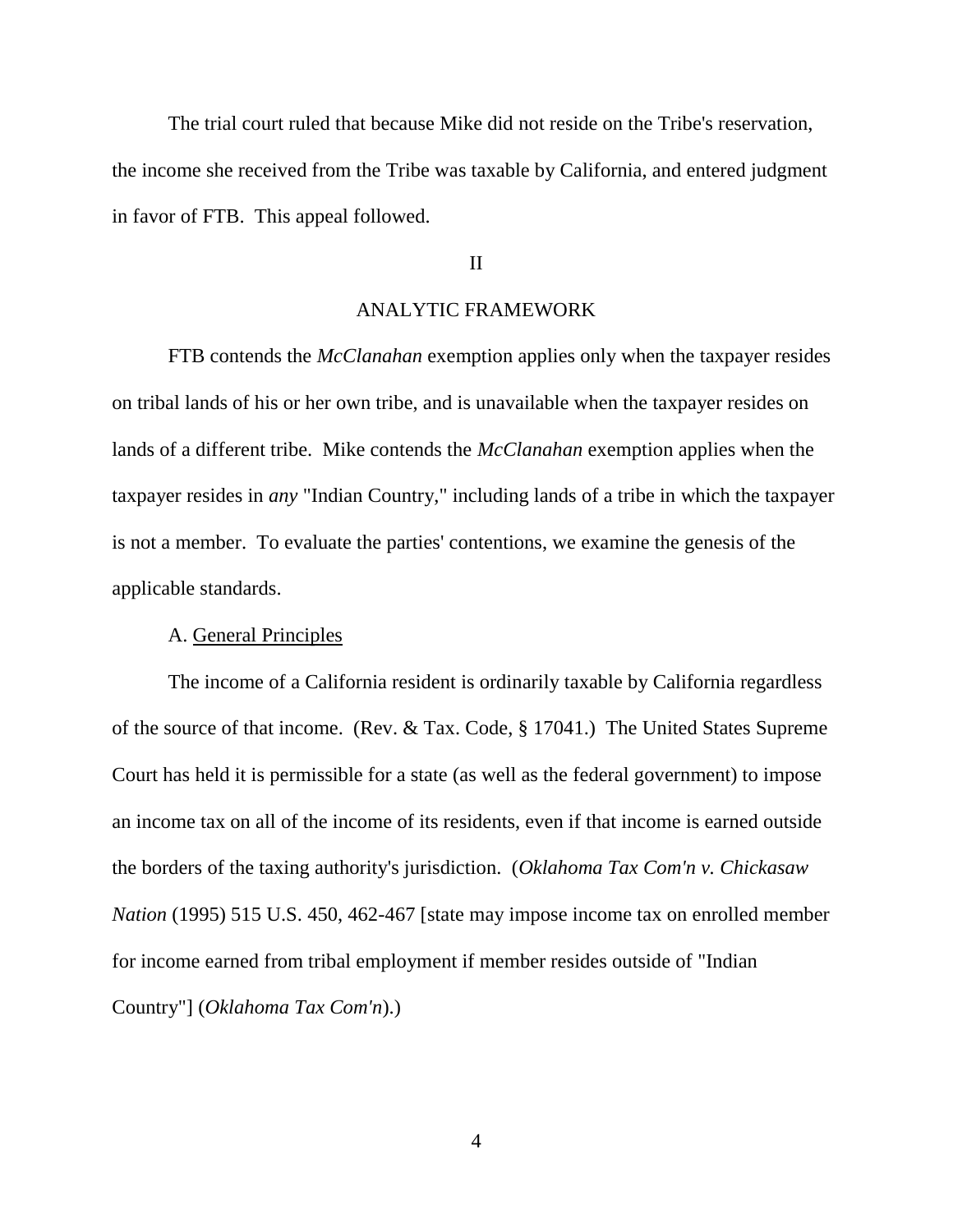The trial court ruled that because Mike did not reside on the Tribe's reservation, the income she received from the Tribe was taxable by California, and entered judgment in favor of FTB. This appeal followed.

## II

## ANALYTIC FRAMEWORK

FTB contends the *McClanahan* exemption applies only when the taxpayer resides on tribal lands of his or her own tribe, and is unavailable when the taxpayer resides on lands of a different tribe. Mike contends the *McClanahan* exemption applies when the taxpayer resides in *any* "Indian Country," including lands of a tribe in which the taxpayer is not a member. To evaluate the parties' contentions, we examine the genesis of the applicable standards.

### A. General Principles

The income of a California resident is ordinarily taxable by California regardless of the source of that income. (Rev. & Tax. Code, § 17041.) The United States Supreme Court has held it is permissible for a state (as well as the federal government) to impose an income tax on all of the income of its residents, even if that income is earned outside the borders of the taxing authority's jurisdiction. (*Oklahoma Tax Com'n v. Chickasaw Nation* (1995) 515 U.S. 450, 462-467 [state may impose income tax on enrolled member for income earned from tribal employment if member resides outside of "Indian Country"] (*Oklahoma Tax Com'n*).)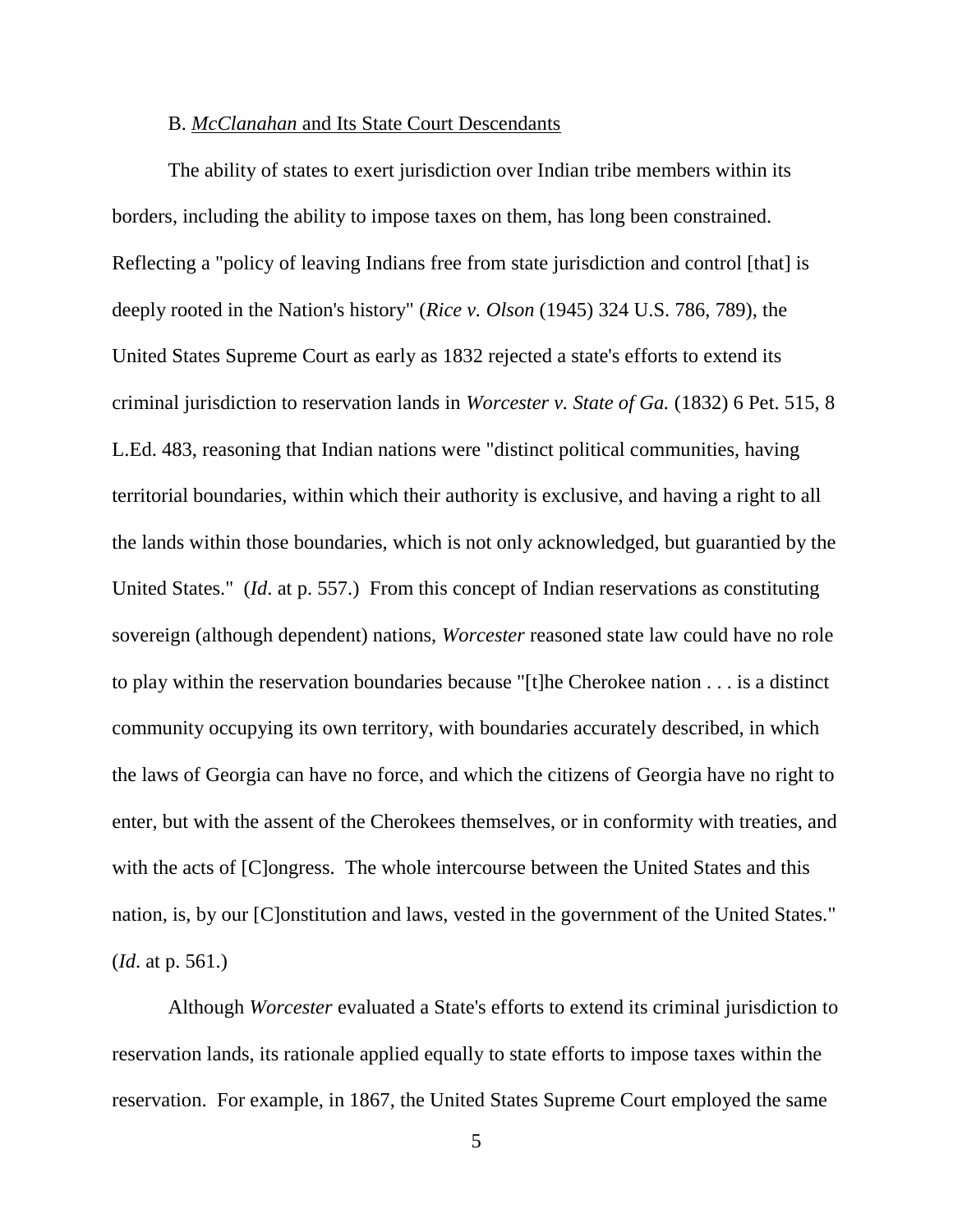B. *McClanahan* and Its State Court Descendants

The ability of states to exert jurisdiction over Indian tribe members within its borders, including the ability to impose taxes on them, has long been constrained. Reflecting a "policy of leaving Indians free from state jurisdiction and control [that] is deeply rooted in the Nation's history" (*Rice v. Olson* (1945) 324 U.S. 786, 789), the United States Supreme Court as early as 1832 rejected a state's efforts to extend its criminal jurisdiction to reservation lands in *Worcester v. State of Ga.* (1832) 6 Pet. 515, 8 L.Ed. 483, reasoning that Indian nations were "distinct political communities, having territorial boundaries, within which their authority is exclusive, and having a right to all the lands within those boundaries, which is not only acknowledged, but guarantied by the United States." (*Id*. at p. 557.) From this concept of Indian reservations as constituting sovereign (although dependent) nations, *Worcester* reasoned state law could have no role to play within the reservation boundaries because "[t]he Cherokee nation . . . is a distinct community occupying its own territory, with boundaries accurately described, in which the laws of Georgia can have no force, and which the citizens of Georgia have no right to enter, but with the assent of the Cherokees themselves, or in conformity with treaties, and with the acts of [C]ongress. The whole intercourse between the United States and this nation, is, by our [C]onstitution and laws, vested in the government of the United States." (*Id*. at p. 561.)

Although *Worcester* evaluated a State's efforts to extend its criminal jurisdiction to reservation lands, its rationale applied equally to state efforts to impose taxes within the reservation. For example, in 1867, the United States Supreme Court employed the same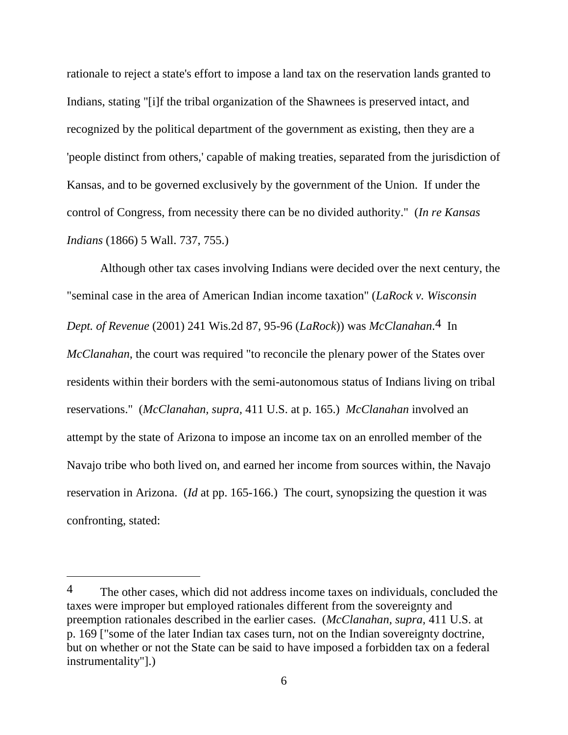rationale to reject a state's effort to impose a land tax on the reservation lands granted to Indians, stating "[i]f the tribal organization of the Shawnees is preserved intact, and recognized by the political department of the government as existing, then they are a 'people distinct from others,' capable of making treaties, separated from the jurisdiction of Kansas, and to be governed exclusively by the government of the Union. If under the control of Congress, from necessity there can be no divided authority." (*In re Kansas Indians* (1866) 5 Wall. 737, 755.)

Although other tax cases involving Indians were decided over the next century, the "seminal case in the area of American Indian income taxation" (*LaRock v. Wisconsin Dept. of Revenue* (2001) 241 Wis.2d 87, 95-96 (*LaRock*)) was *McClanahan*.[4] In *McClanahan*, the court was required "to reconcile the plenary power of the States over residents within their borders with the semi-autonomous status of Indians living on tribal reservations." (*McClanahan, supra,* 411 U.S. at p. 165.) *McClanahan* involved an attempt by the state of Arizona to impose an income tax on an enrolled member of the Navajo tribe who both lived on, and earned her income from sources within, the Navajo reservation in Arizona. (*Id* at pp. 165-166.) The court, synopsizing the question it was confronting, stated:

---

[4] The other cases, which did not address income taxes on individuals, concluded the taxes were improper but employed rationales different from the sovereignty and preemption rationales described in the earlier cases. (*McClanahan, supra,* 411 U.S. at p. 169 ["some of the later Indian tax cases turn, not on the Indian sovereignty doctrine, but on whether or not the State can be said to have imposed a forbidden tax on a federal instrumentality"].)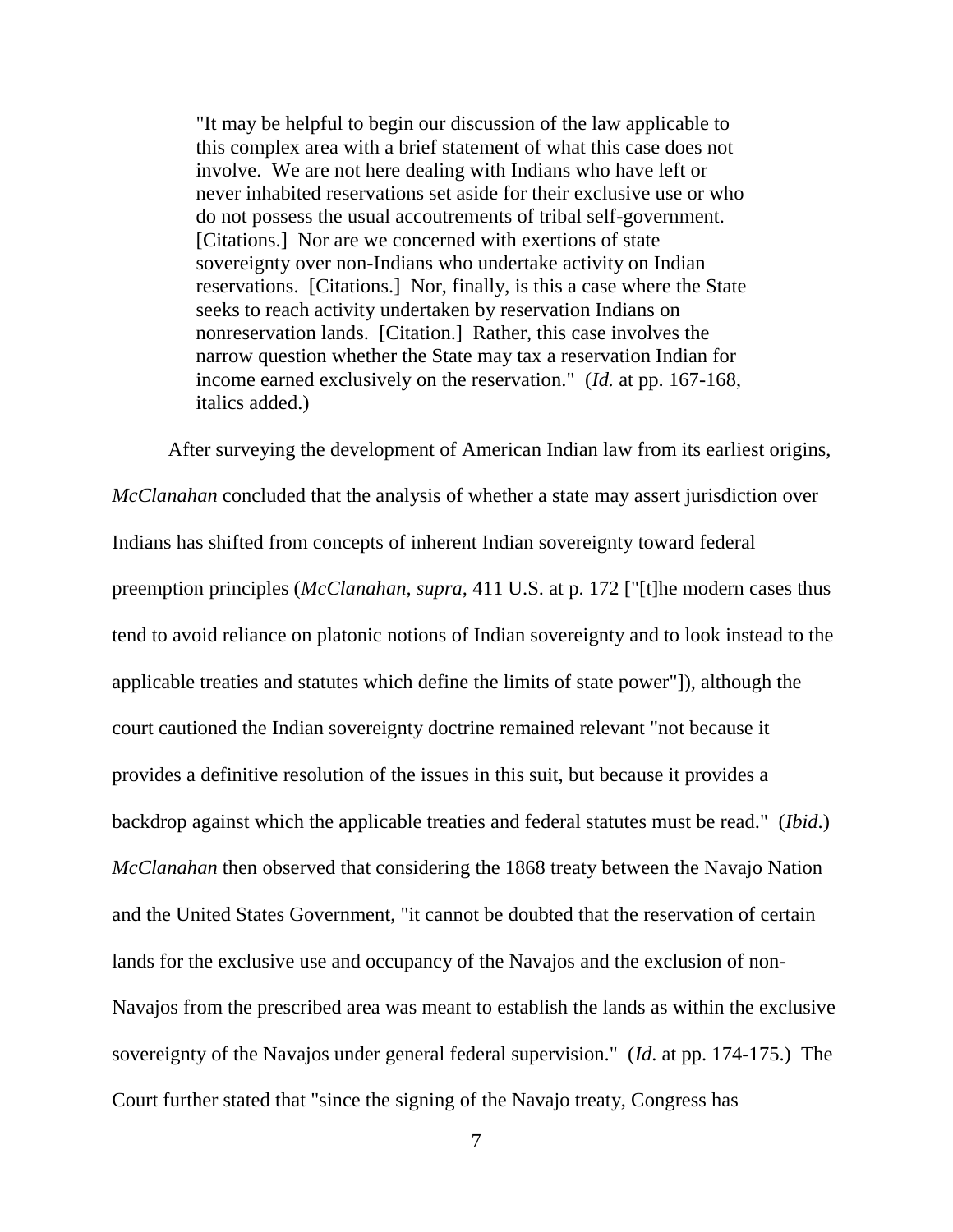> "It may be helpful to begin our discussion of the law applicable to this complex area with a brief statement of what this case does not involve. We are not here dealing with Indians who have left or never inhabited reservations set aside for their exclusive use or who do not possess the usual accoutrements of tribal self-government. [Citations.] Nor are we concerned with exertions of state sovereignty over non-Indians who undertake activity on Indian reservations. [Citations.] Nor, finally, is this a case where the State seeks to reach activity undertaken by reservation Indians on nonreservation lands. [Citation.] Rather, this case involves the narrow question whether the State may tax a reservation Indian for income earned exclusively on the reservation." (*Id.* at pp. 167-168, italics added.)

After surveying the development of American Indian law from its earliest origins, *McClanahan* concluded that the analysis of whether a state may assert jurisdiction over Indians has shifted from concepts of inherent Indian sovereignty toward federal preemption principles (*McClanahan, supra,* 411 U.S. at p. 172 ["[t]he modern cases thus tend to avoid reliance on platonic notions of Indian sovereignty and to look instead to the applicable treaties and statutes which define the limits of state power"]), although the court cautioned the Indian sovereignty doctrine remained relevant "not because it provides a definitive resolution of the issues in this suit, but because it provides a backdrop against which the applicable treaties and federal statutes must be read." (*Ibid*.) *McClanahan* then observed that considering the 1868 treaty between the Navajo Nation and the United States Government, "it cannot be doubted that the reservation of certain lands for the exclusive use and occupancy of the Navajos and the exclusion of non-Navajos from the prescribed area was meant to establish the lands as within the exclusive sovereignty of the Navajos under general federal supervision." (*Id*. at pp. 174-175.) The Court further stated that "since the signing of the Navajo treaty, Congress has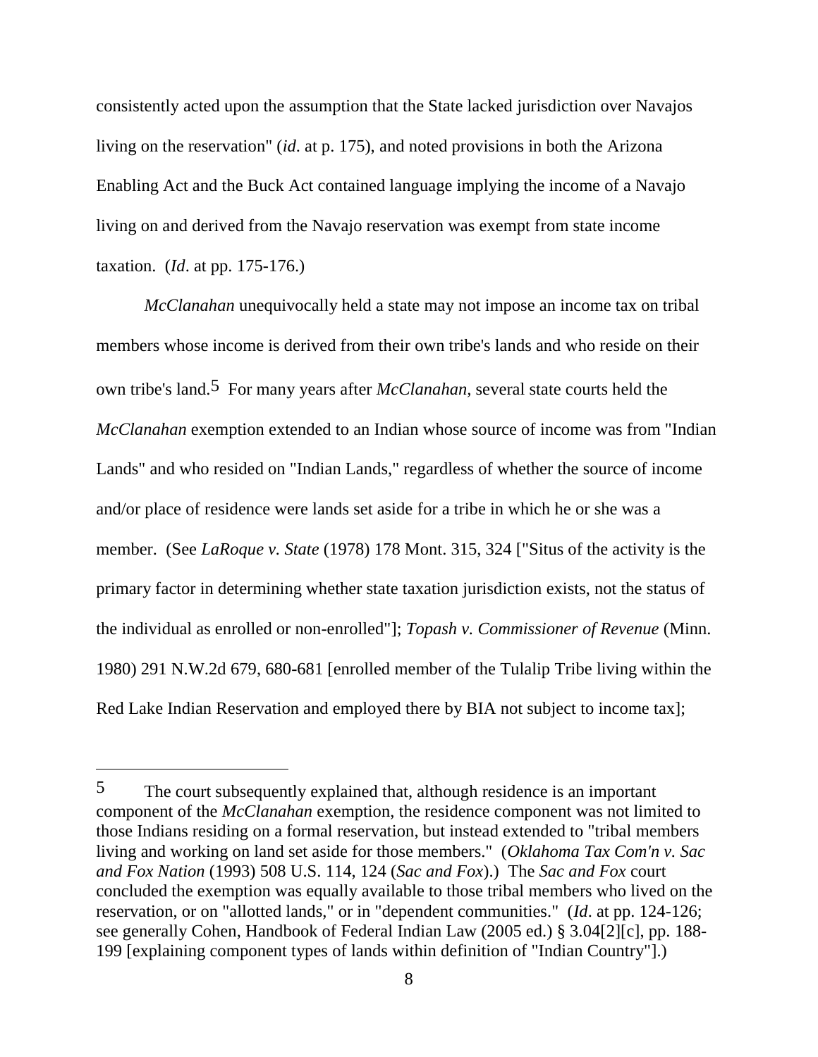consistently acted upon the assumption that the State lacked jurisdiction over Navajos living on the reservation" (*id*. at p. 175), and noted provisions in both the Arizona Enabling Act and the Buck Act contained language implying the income of a Navajo living on and derived from the Navajo reservation was exempt from state income taxation. (*Id*. at pp. 175-176.)

*McClanahan* unequivocally held a state may not impose an income tax on tribal members whose income is derived from their own tribe's lands and who reside on their own tribe's land.[5] For many years after *McClanahan,* several state courts held the *McClanahan* exemption extended to an Indian whose source of income was from "Indian Lands" and who resided on "Indian Lands," regardless of whether the source of income and/or place of residence were lands set aside for a tribe in which he or she was a member. (See *LaRoque v. State* (1978) 178 Mont. 315, 324 ["Situs of the activity is the primary factor in determining whether state taxation jurisdiction exists, not the status of the individual as enrolled or non-enrolled"]; *Topash v. Commissioner of Revenue* (Minn. 1980) 291 N.W.2d 679, 680-681 [enrolled member of the Tulalip Tribe living within the Red Lake Indian Reservation and employed there by BIA not subject to income tax];

---

[5] The court subsequently explained that, although residence is an important component of the *McClanahan* exemption, the residence component was not limited to those Indians residing on a formal reservation, but instead extended to "tribal members living and working on land set aside for those members." (*Oklahoma Tax Com'n v. Sac and Fox Nation* (1993) 508 U.S. 114, 124 (*Sac and Fox*).) The *Sac and Fox* court concluded the exemption was equally available to those tribal members who lived on the reservation, or on "allotted lands," or in "dependent communities." (*Id*. at pp. 124-126; see generally Cohen, Handbook of Federal Indian Law (2005 ed.) § 3.04[2][c], pp. 188-199 [explaining component types of lands within definition of "Indian Country"].)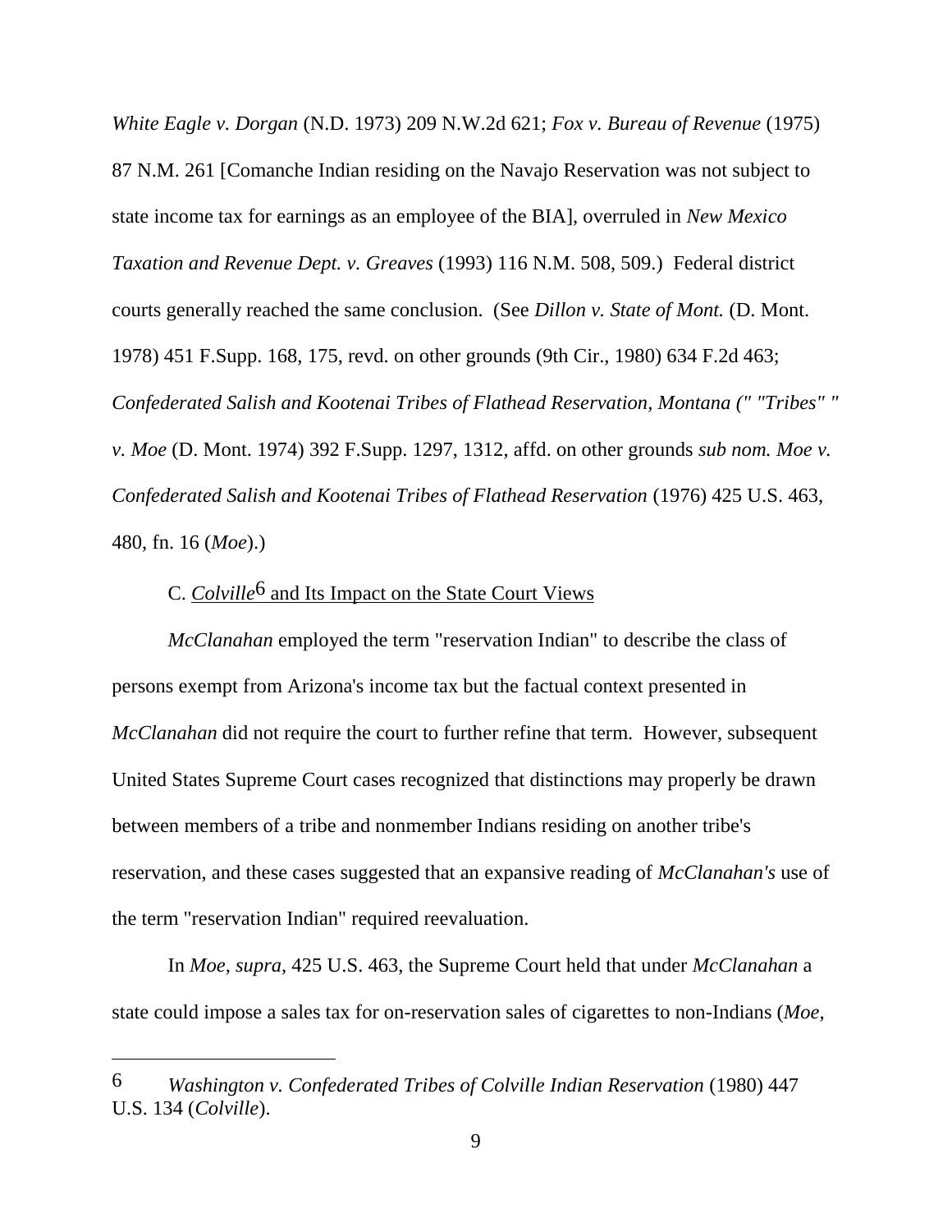*White Eagle v. Dorgan* (N.D. 1973) 209 N.W.2d 621; *Fox v. Bureau of Revenue* (1975) 87 N.M. 261 [Comanche Indian residing on the Navajo Reservation was not subject to state income tax for earnings as an employee of the BIA], overruled in *New Mexico Taxation and Revenue Dept. v. Greaves* (1993) 116 N.M. 508, 509.) Federal district courts generally reached the same conclusion. (See *Dillon v. State of Mont.* (D. Mont. 1978) 451 F.Supp. 168, 175, revd. on other grounds (9th Cir., 1980) 634 F.2d 463; *Confederated Salish and Kootenai Tribes of Flathead Reservation, Montana (" "Tribes" " v. Moe* (D. Mont. 1974) 392 F.Supp. 1297, 1312, affd. on other grounds *sub nom. Moe v. Confederated Salish and Kootenai Tribes of Flathead Reservation* (1976) 425 U.S. 463, 480, fn. 16 (*Moe*).)

C. *Colville*[6] and Its Impact on the State Court Views

*McClanahan* employed the term "reservation Indian" to describe the class of persons exempt from Arizona's income tax but the factual context presented in *McClanahan* did not require the court to further refine that term. However, subsequent United States Supreme Court cases recognized that distinctions may properly be drawn between members of a tribe and nonmember Indians residing on another tribe's reservation, and these cases suggested that an expansive reading of *McClanahan's* use of the term "reservation Indian" required reevaluation.

In *Moe, supra,* 425 U.S. 463, the Supreme Court held that under *McClanahan* a state could impose a sales tax for on-reservation sales of cigarettes to non-Indians (*Moe,*

---

[6] *Washington v. Confederated Tribes of Colville Indian Reservation* (1980) 447 U.S. 134 (*Colville*).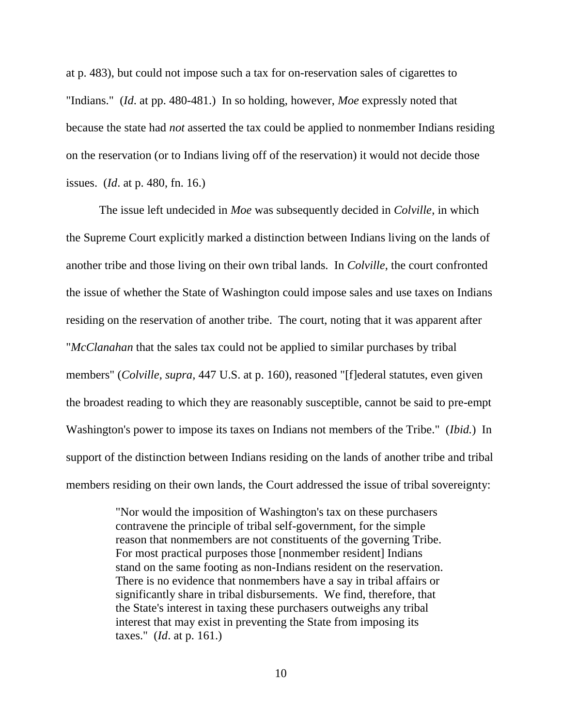at p. 483), but could not impose such a tax for on-reservation sales of cigarettes to "Indians." (*Id*. at pp. 480-481.) In so holding, however, *Moe* expressly noted that because the state had *not* asserted the tax could be applied to nonmember Indians residing on the reservation (or to Indians living off of the reservation) it would not decide those issues. (*Id*. at p. 480, fn. 16.)

The issue left undecided in *Moe* was subsequently decided in *Colville*, in which the Supreme Court explicitly marked a distinction between Indians living on the lands of another tribe and those living on their own tribal lands. In *Colville*, the court confronted the issue of whether the State of Washington could impose sales and use taxes on Indians residing on the reservation of another tribe. The court, noting that it was apparent after "*McClanahan* that the sales tax could not be applied to similar purchases by tribal members" (*Colville, supra,* 447 U.S. at p. 160), reasoned "[f]ederal statutes, even given the broadest reading to which they are reasonably susceptible, cannot be said to pre-empt Washington's power to impose its taxes on Indians not members of the Tribe." (*Ibid.*) In support of the distinction between Indians residing on the lands of another tribe and tribal members residing on their own lands, the Court addressed the issue of tribal sovereignty:

> "Nor would the imposition of Washington's tax on these purchasers contravene the principle of tribal self-government, for the simple reason that nonmembers are not constituents of the governing Tribe. For most practical purposes those [nonmember resident] Indians stand on the same footing as non-Indians resident on the reservation. There is no evidence that nonmembers have a say in tribal affairs or significantly share in tribal disbursements. We find, therefore, that the State's interest in taxing these purchasers outweighs any tribal interest that may exist in preventing the State from imposing its taxes." (*Id*. at p. 161.)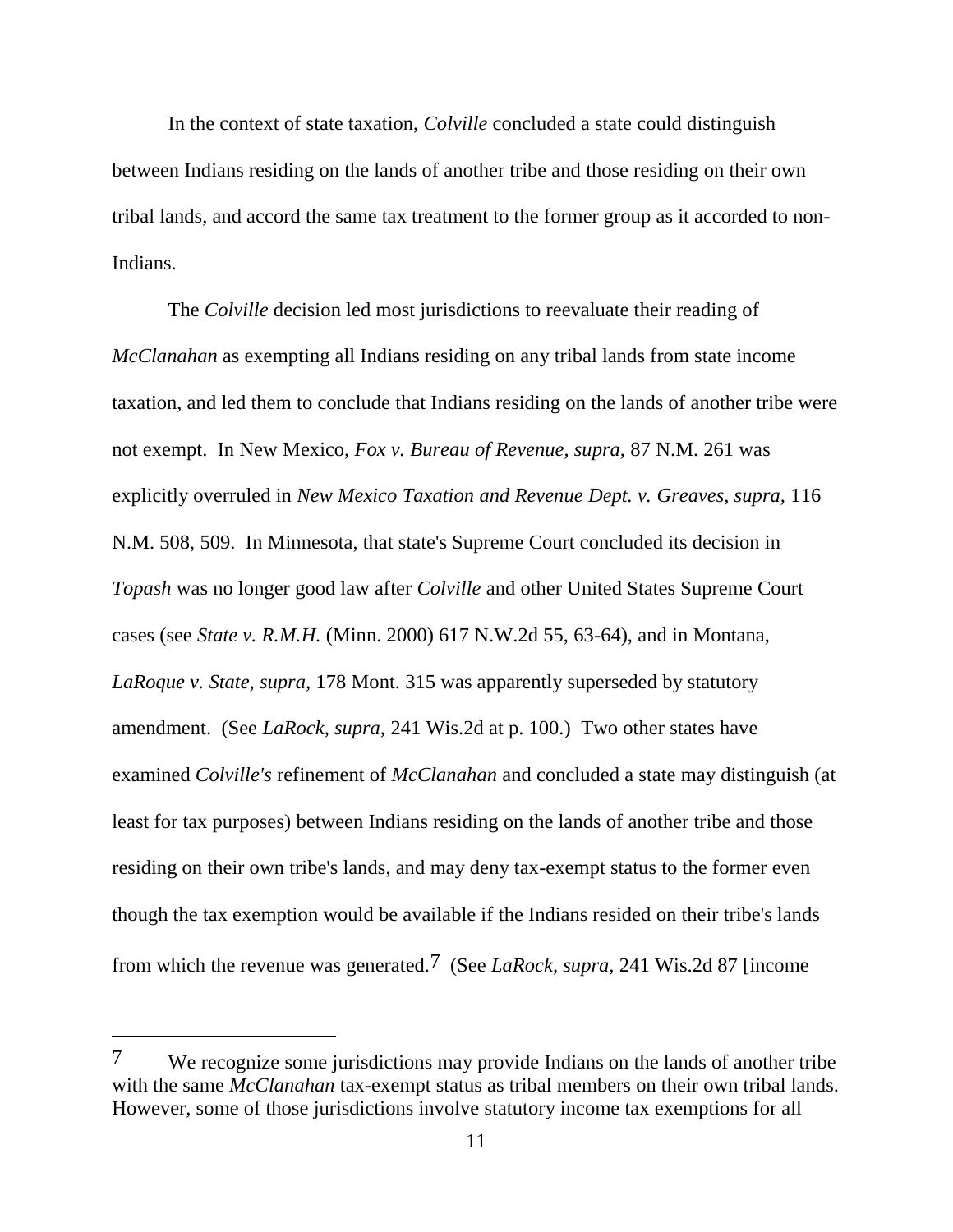In the context of state taxation, *Colville* concluded a state could distinguish between Indians residing on the lands of another tribe and those residing on their own tribal lands, and accord the same tax treatment to the former group as it accorded to non-Indians.

The *Colville* decision led most jurisdictions to reevaluate their reading of *McClanahan* as exempting all Indians residing on any tribal lands from state income taxation, and led them to conclude that Indians residing on the lands of another tribe were not exempt. In New Mexico, *Fox v. Bureau of Revenue, supra,* 87 N.M. 261 was explicitly overruled in *New Mexico Taxation and Revenue Dept. v. Greaves, supra,* 116 N.M. 508, 509. In Minnesota, that state's Supreme Court concluded its decision in *Topash* was no longer good law after *Colville* and other United States Supreme Court cases (see *State v. R.M.H.* (Minn. 2000) 617 N.W.2d 55, 63-64), and in Montana, *LaRoque v. State, supra,* 178 Mont. 315 was apparently superseded by statutory amendment. (See *LaRock, supra*, 241 Wis.2d at p. 100.) Two other states have examined *Colville's* refinement of *McClanahan* and concluded a state may distinguish (at least for tax purposes) between Indians residing on the lands of another tribe and those residing on their own tribe's lands, and may deny tax-exempt status to the former even though the tax exemption would be available if the Indians resided on their tribe's lands from which the revenue was generated.[7] (See *LaRock*, *supra*, 241 Wis.2d 87 [income

---

[7] We recognize some jurisdictions may provide Indians on the lands of another tribe with the same *McClanahan* tax-exempt status as tribal members on their own tribal lands. However, some of those jurisdictions involve statutory income tax exemptions for all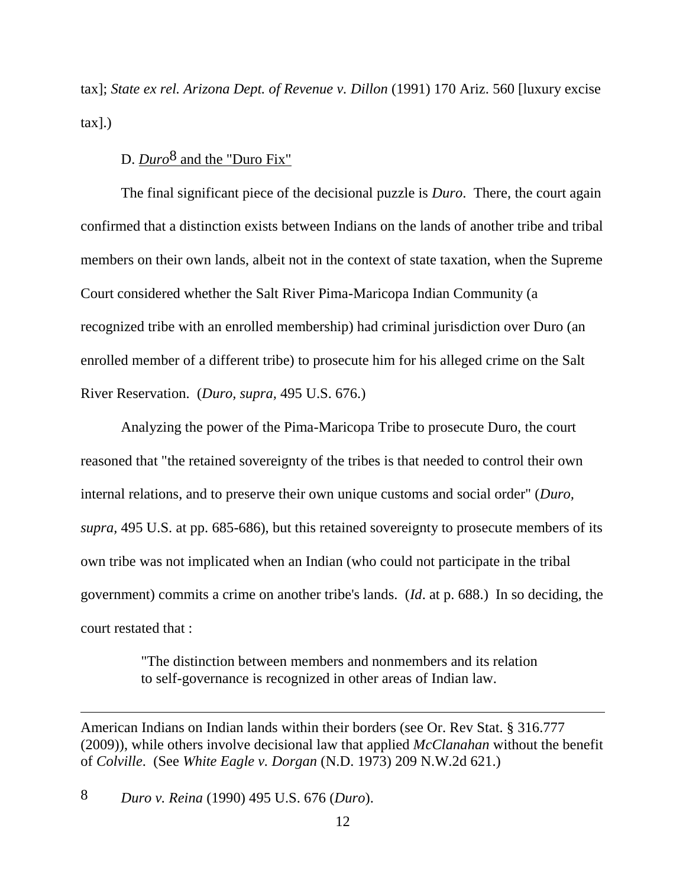tax]; *State ex rel. Arizona Dept. of Revenue v. Dillon* (1991) 170 Ariz. 560 [luxury excise tax].)

D. *Duro*[8] and the "Duro Fix"

The final significant piece of the decisional puzzle is *Duro*. There, the court again confirmed that a distinction exists between Indians on the lands of another tribe and tribal members on their own lands, albeit not in the context of state taxation, when the Supreme Court considered whether the Salt River Pima-Maricopa Indian Community (a recognized tribe with an enrolled membership) had criminal jurisdiction over Duro (an enrolled member of a different tribe) to prosecute him for his alleged crime on the Salt River Reservation. (*Duro, supra,* 495 U.S. 676.)

Analyzing the power of the Pima-Maricopa Tribe to prosecute Duro, the court reasoned that "the retained sovereignty of the tribes is that needed to control their own internal relations, and to preserve their own unique customs and social order" (*Duro, supra,* 495 U.S. at pp. 685-686), but this retained sovereignty to prosecute members of its own tribe was not implicated when an Indian (who could not participate in the tribal government) commits a crime on another tribe's lands. (*Id*. at p. 688.) In so deciding, the court restated that :

> "The distinction between members and nonmembers and its relation to self-governance is recognized in other areas of Indian law.

---

American Indians on Indian lands within their borders (see Or. Rev Stat. § 316.777 (2009)), while others involve decisional law that applied *McClanahan* without the benefit of *Colville*. (See *White Eagle v. Dorgan* (N.D. 1973) 209 N.W.2d 621.)

8 *Duro v. Reina* (1990) 495 U.S. 676 (*Duro*).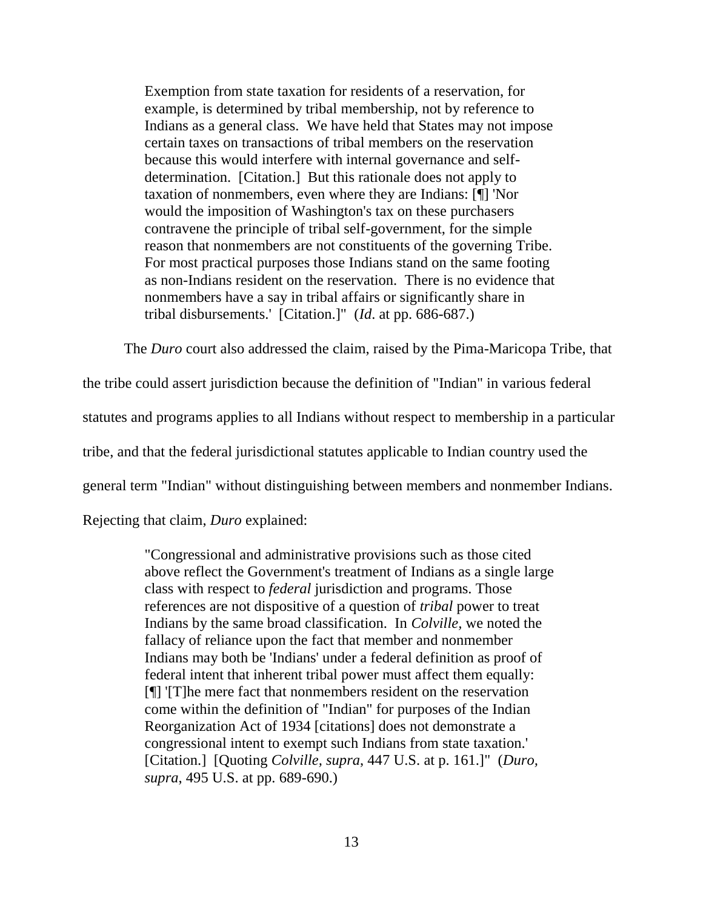> Exemption from state taxation for residents of a reservation, for example, is determined by tribal membership, not by reference to Indians as a general class. We have held that States may not impose certain taxes on transactions of tribal members on the reservation because this would interfere with internal governance and self-determination. [Citation.] But this rationale does not apply to taxation of nonmembers, even where they are Indians: [¶] 'Nor would the imposition of Washington's tax on these purchasers contravene the principle of tribal self-government, for the simple reason that nonmembers are not constituents of the governing Tribe. For most practical purposes those Indians stand on the same footing as non-Indians resident on the reservation. There is no evidence that nonmembers have a say in tribal affairs or significantly share in tribal disbursements.' [Citation.]" (*Id*. at pp. 686-687.)

The *Duro* court also addressed the claim, raised by the Pima-Maricopa Tribe, that the tribe could assert jurisdiction because the definition of "Indian" in various federal statutes and programs applies to all Indians without respect to membership in a particular tribe, and that the federal jurisdictional statutes applicable to Indian country used the general term "Indian" without distinguishing between members and nonmember Indians. Rejecting that claim, *Duro* explained:

> "Congressional and administrative provisions such as those cited above reflect the Government's treatment of Indians as a single large class with respect to *federal* jurisdiction and programs. Those references are not dispositive of a question of *tribal* power to treat Indians by the same broad classification. In *Colville*, we noted the fallacy of reliance upon the fact that member and nonmember Indians may both be 'Indians' under a federal definition as proof of federal intent that inherent tribal power must affect them equally: [¶] '[T]he mere fact that nonmembers resident on the reservation come within the definition of "Indian" for purposes of the Indian Reorganization Act of 1934 [citations] does not demonstrate a congressional intent to exempt such Indians from state taxation.' [Citation.] [Quoting *Colville*, *supra*, 447 U.S. at p. 161.]" (*Duro*, *supra*, 495 U.S. at pp. 689-690.)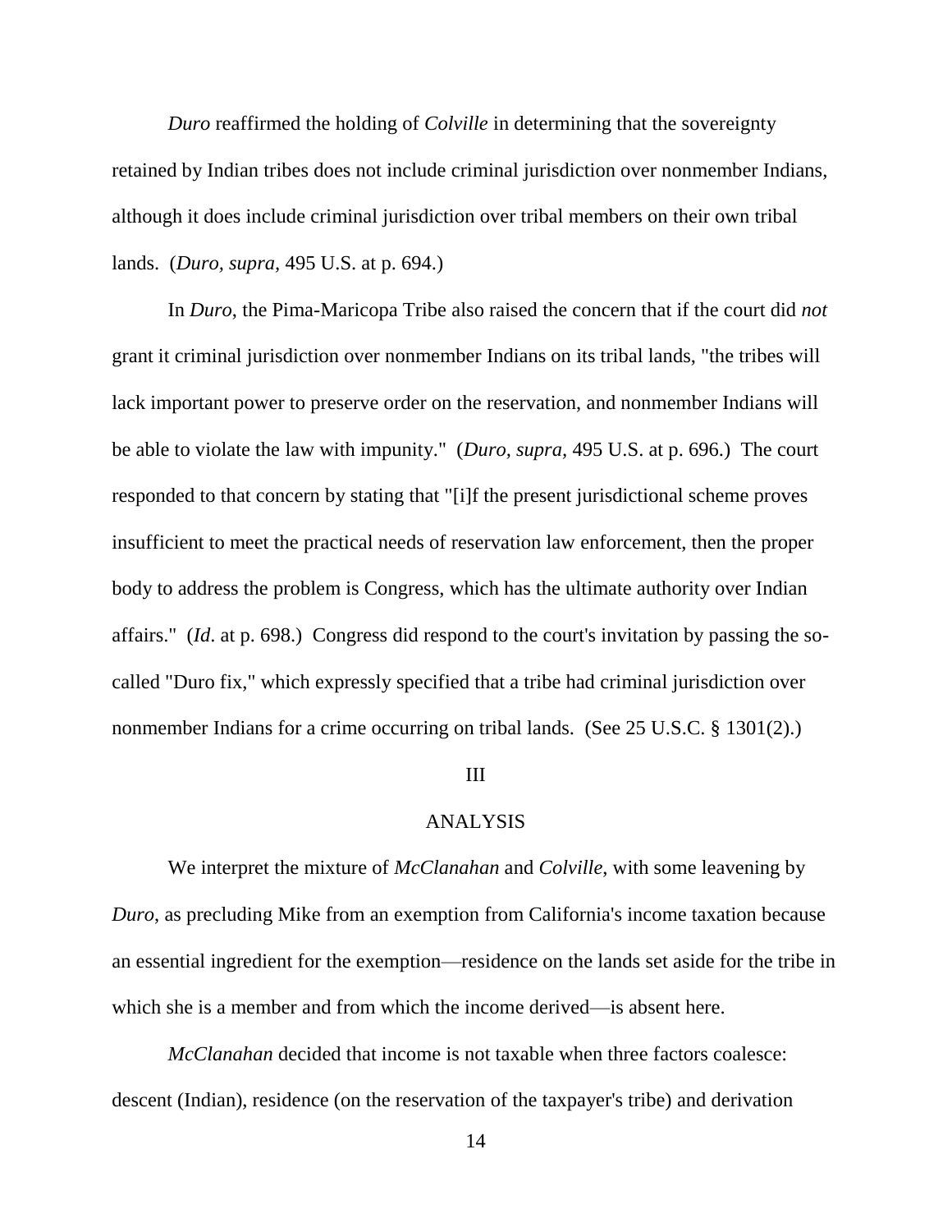*Duro* reaffirmed the holding of *Colville* in determining that the sovereignty retained by Indian tribes does not include criminal jurisdiction over nonmember Indians, although it does include criminal jurisdiction over tribal members on their own tribal lands. (*Duro, supra,* 495 U.S. at p. 694.)

In *Duro*, the Pima-Maricopa Tribe also raised the concern that if the court did *not* grant it criminal jurisdiction over nonmember Indians on its tribal lands, "the tribes will lack important power to preserve order on the reservation, and nonmember Indians will be able to violate the law with impunity." (*Duro, supra*, 495 U.S. at p. 696.) The court responded to that concern by stating that "[i]f the present jurisdictional scheme proves insufficient to meet the practical needs of reservation law enforcement, then the proper body to address the problem is Congress, which has the ultimate authority over Indian affairs." (*Id*. at p. 698.) Congress did respond to the court's invitation by passing the so-called "Duro fix," which expressly specified that a tribe had criminal jurisdiction over nonmember Indians for a crime occurring on tribal lands. (See 25 U.S.C. § 1301(2).)

## III

## ANALYSIS

We interpret the mixture of *McClanahan* and *Colville*, with some leavening by *Duro*, as precluding Mike from an exemption from California's income taxation because an essential ingredient for the exemption—residence on the lands set aside for the tribe in which she is a member and from which the income derived—is absent here.

*McClanahan* decided that income is not taxable when three factors coalesce: descent (Indian), residence (on the reservation of the taxpayer's tribe) and derivation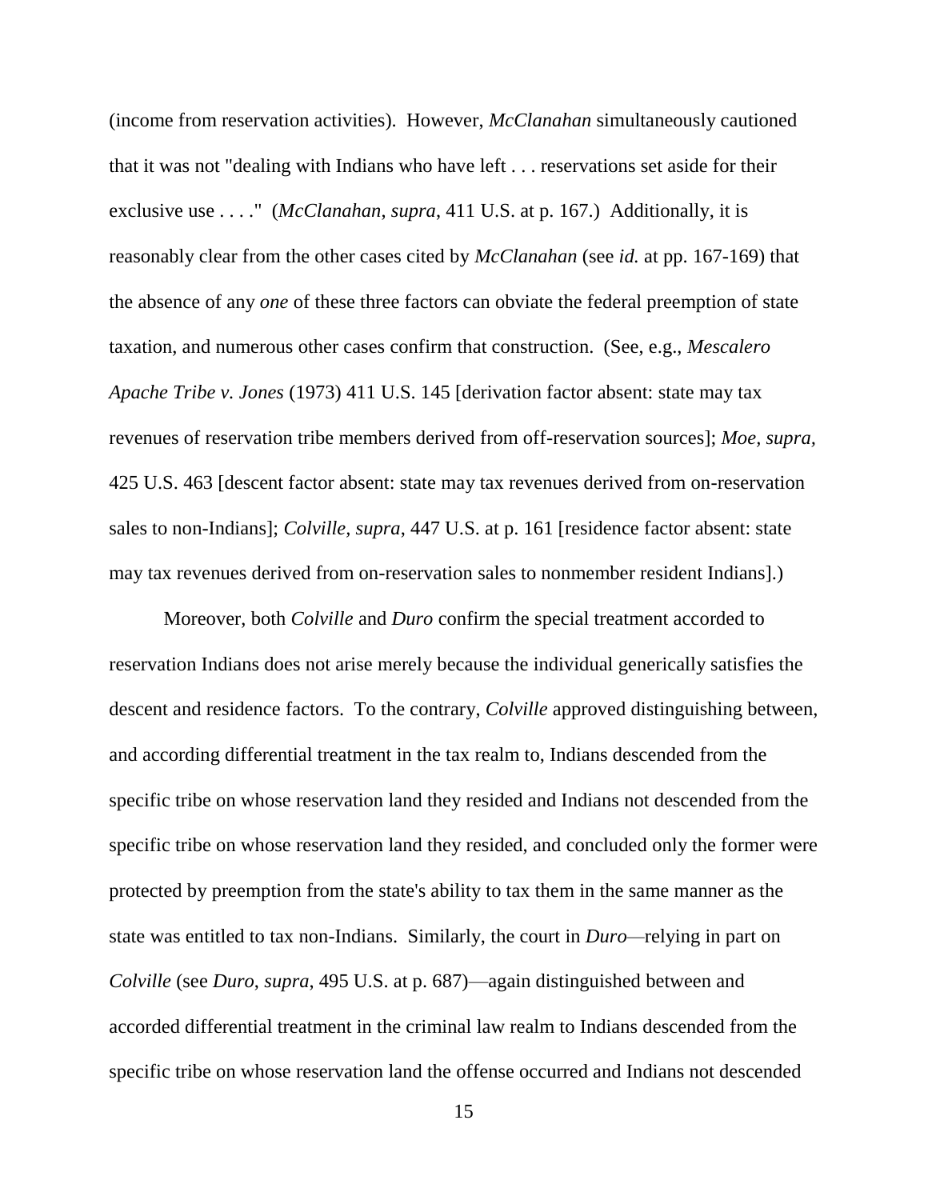(income from reservation activities). However, *McClanahan* simultaneously cautioned that it was not "dealing with Indians who have left . . . reservations set aside for their exclusive use . . . ." (*McClanahan*, *supra*, 411 U.S. at p. 167.) Additionally, it is reasonably clear from the other cases cited by *McClanahan* (see *id.* at pp. 167-169) that the absence of any *one* of these three factors can obviate the federal preemption of state taxation, and numerous other cases confirm that construction. (See, e.g., *Mescalero Apache Tribe v. Jones* (1973) 411 U.S. 145 [derivation factor absent: state may tax revenues of reservation tribe members derived from off-reservation sources]; *Moe, supra,* 425 U.S. 463 [descent factor absent: state may tax revenues derived from on-reservation sales to non-Indians]; *Colville*, *supra*, 447 U.S. at p. 161 [residence factor absent: state may tax revenues derived from on-reservation sales to nonmember resident Indians].)

Moreover, both *Colville* and *Duro* confirm the special treatment accorded to reservation Indians does not arise merely because the individual generically satisfies the descent and residence factors. To the contrary, *Colville* approved distinguishing between, and according differential treatment in the tax realm to, Indians descended from the specific tribe on whose reservation land they resided and Indians not descended from the specific tribe on whose reservation land they resided, and concluded only the former were protected by preemption from the state's ability to tax them in the same manner as the state was entitled to tax non-Indians. Similarly, the court in *Duro*—relying in part on *Colville* (see *Duro*, *supra*, 495 U.S. at p. 687)—again distinguished between and accorded differential treatment in the criminal law realm to Indians descended from the specific tribe on whose reservation land the offense occurred and Indians not descended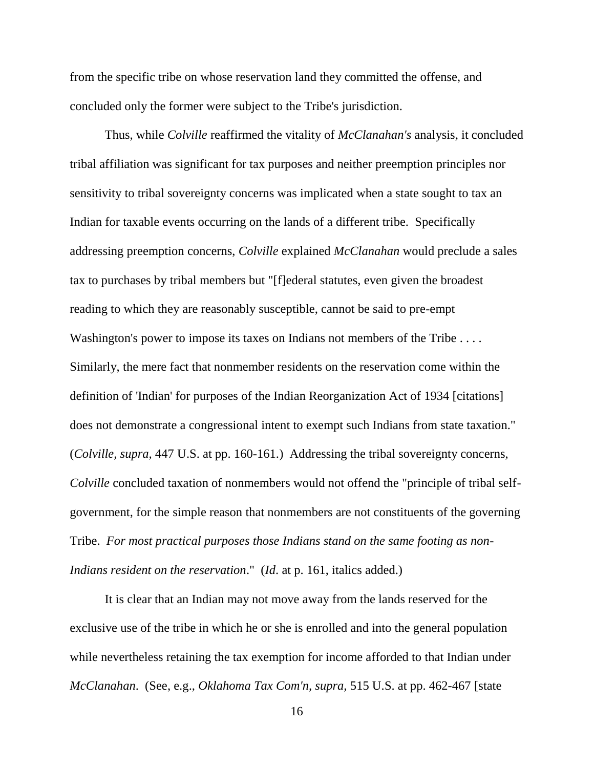from the specific tribe on whose reservation land they committed the offense, and concluded only the former were subject to the Tribe's jurisdiction.

Thus, while *Colville* reaffirmed the vitality of *McClanahan's* analysis, it concluded tribal affiliation was significant for tax purposes and neither preemption principles nor sensitivity to tribal sovereignty concerns was implicated when a state sought to tax an Indian for taxable events occurring on the lands of a different tribe. Specifically addressing preemption concerns, *Colville* explained *McClanahan* would preclude a sales tax to purchases by tribal members but "[f]ederal statutes, even given the broadest reading to which they are reasonably susceptible, cannot be said to pre-empt Washington's power to impose its taxes on Indians not members of the Tribe . . . . Similarly, the mere fact that nonmember residents on the reservation come within the definition of 'Indian' for purposes of the Indian Reorganization Act of 1934 [citations] does not demonstrate a congressional intent to exempt such Indians from state taxation." (*Colville, supra,* 447 U.S. at pp. 160-161.) Addressing the tribal sovereignty concerns, *Colville* concluded taxation of nonmembers would not offend the "principle of tribal self-government, for the simple reason that nonmembers are not constituents of the governing Tribe. *For most practical purposes those Indians stand on the same footing as non-Indians resident on the reservation*." (*Id*. at p. 161, italics added.)

It is clear that an Indian may not move away from the lands reserved for the exclusive use of the tribe in which he or she is enrolled and into the general population while nevertheless retaining the tax exemption for income afforded to that Indian under *McClanahan*. (See, e.g., *Oklahoma Tax Com'n*, *supra*, 515 U.S. at pp. 462-467 [state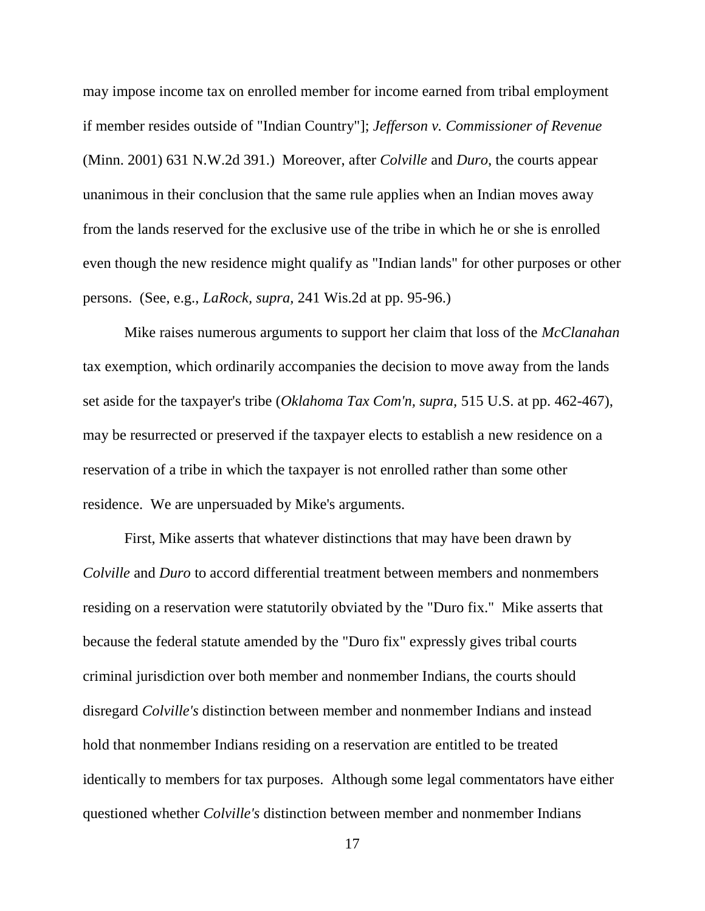may impose income tax on enrolled member for income earned from tribal employment if member resides outside of "Indian Country"]; *Jefferson v. Commissioner of Revenue* (Minn. 2001) 631 N.W.2d 391.) Moreover, after *Colville* and *Duro*, the courts appear unanimous in their conclusion that the same rule applies when an Indian moves away from the lands reserved for the exclusive use of the tribe in which he or she is enrolled even though the new residence might qualify as "Indian lands" for other purposes or other persons. (See, e.g., *LaRock*, *supra*, 241 Wis.2d at pp. 95-96.)

Mike raises numerous arguments to support her claim that loss of the *McClanahan* tax exemption, which ordinarily accompanies the decision to move away from the lands set aside for the taxpayer's tribe (*Oklahoma Tax Com'n*, *supra*, 515 U.S. at pp. 462-467), may be resurrected or preserved if the taxpayer elects to establish a new residence on a reservation of a tribe in which the taxpayer is not enrolled rather than some other residence. We are unpersuaded by Mike's arguments.

First, Mike asserts that whatever distinctions that may have been drawn by *Colville* and *Duro* to accord differential treatment between members and nonmembers residing on a reservation were statutorily obviated by the "Duro fix." Mike asserts that because the federal statute amended by the "Duro fix" expressly gives tribal courts criminal jurisdiction over both member and nonmember Indians, the courts should disregard *Colville's* distinction between member and nonmember Indians and instead hold that nonmember Indians residing on a reservation are entitled to be treated identically to members for tax purposes. Although some legal commentators have either questioned whether *Colville's* distinction between member and nonmember Indians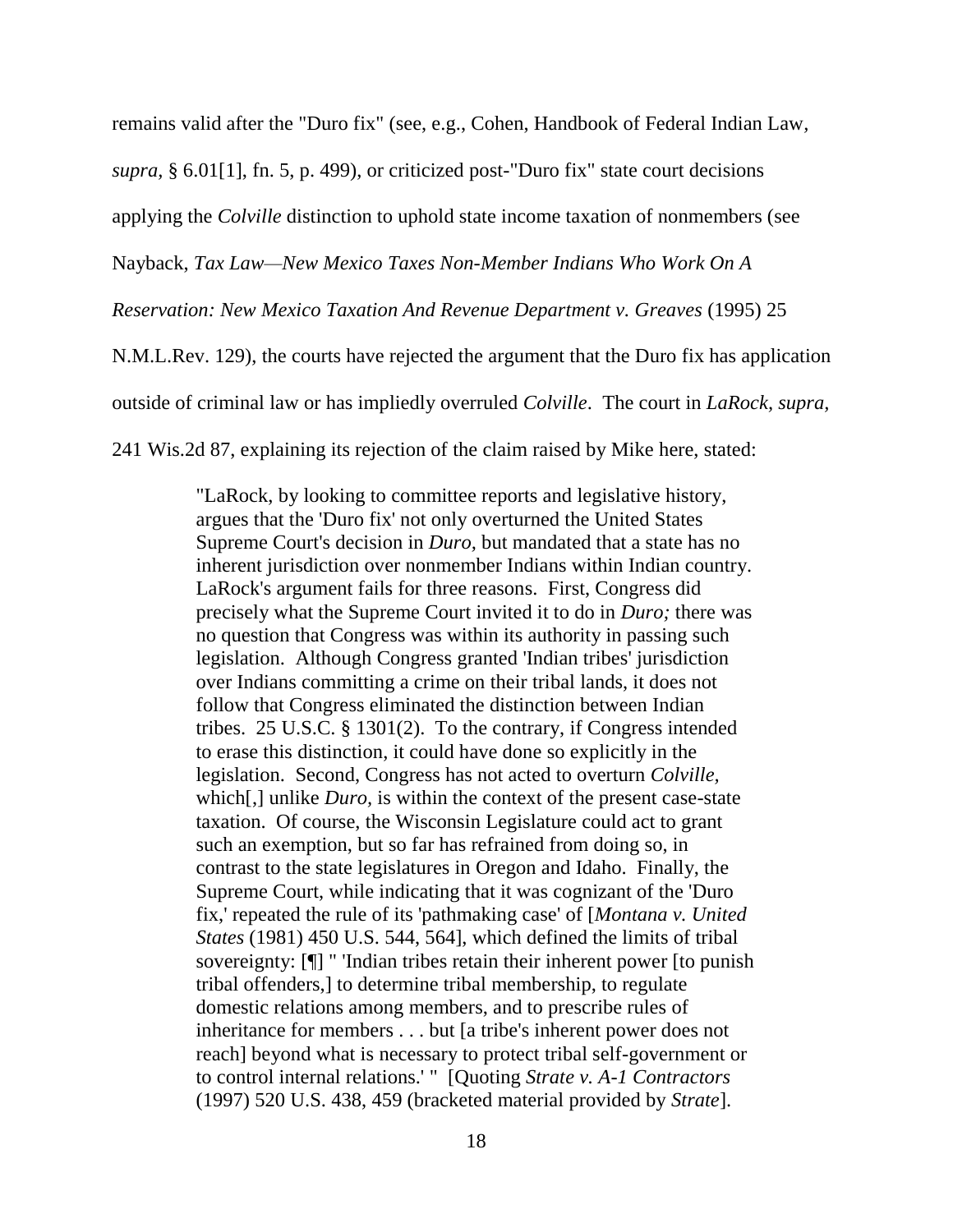remains valid after the "Duro fix" (see, e.g., Cohen, Handbook of Federal Indian Law, *supra,* § 6.01[1], fn. 5, p. 499), or criticized post-"Duro fix" state court decisions applying the *Colville* distinction to uphold state income taxation of nonmembers (see Nayback, *Tax Law—New Mexico Taxes Non-Member Indians Who Work On A Reservation: New Mexico Taxation And Revenue Department v. Greaves* (1995) 25 N.M.L.Rev. 129), the courts have rejected the argument that the Duro fix has application outside of criminal law or has impliedly overruled *Colville*. The court in *LaRock, supra,* 241 Wis.2d 87, explaining its rejection of the claim raised by Mike here, stated:

> "LaRock, by looking to committee reports and legislative history, argues that the 'Duro fix' not only overturned the United States Supreme Court's decision in *Duro,* but mandated that a state has no inherent jurisdiction over nonmember Indians within Indian country. LaRock's argument fails for three reasons. First, Congress did precisely what the Supreme Court invited it to do in *Duro;* there was no question that Congress was within its authority in passing such legislation. Although Congress granted 'Indian tribes' jurisdiction over Indians committing a crime on their tribal lands, it does not follow that Congress eliminated the distinction between Indian tribes. 25 U.S.C. § 1301(2). To the contrary, if Congress intended to erase this distinction, it could have done so explicitly in the legislation. Second, Congress has not acted to overturn *Colville,* which[,] unlike *Duro,* is within the context of the present case-state taxation. Of course, the Wisconsin Legislature could act to grant such an exemption, but so far has refrained from doing so, in contrast to the state legislatures in Oregon and Idaho. Finally, the Supreme Court, while indicating that it was cognizant of the 'Duro fix,' repeated the rule of its 'pathmaking case' of [*Montana v. United States* (1981) 450 U.S. 544, 564], which defined the limits of tribal sovereignty: [¶] " 'Indian tribes retain their inherent power [to punish tribal offenders,] to determine tribal membership, to regulate domestic relations among members, and to prescribe rules of inheritance for members . . . but [a tribe's inherent power does not reach] beyond what is necessary to protect tribal self-government or to control internal relations.' " [Quoting *Strate v. A-1 Contractors* (1997) 520 U.S. 438, 459 (bracketed material provided by *Strate*].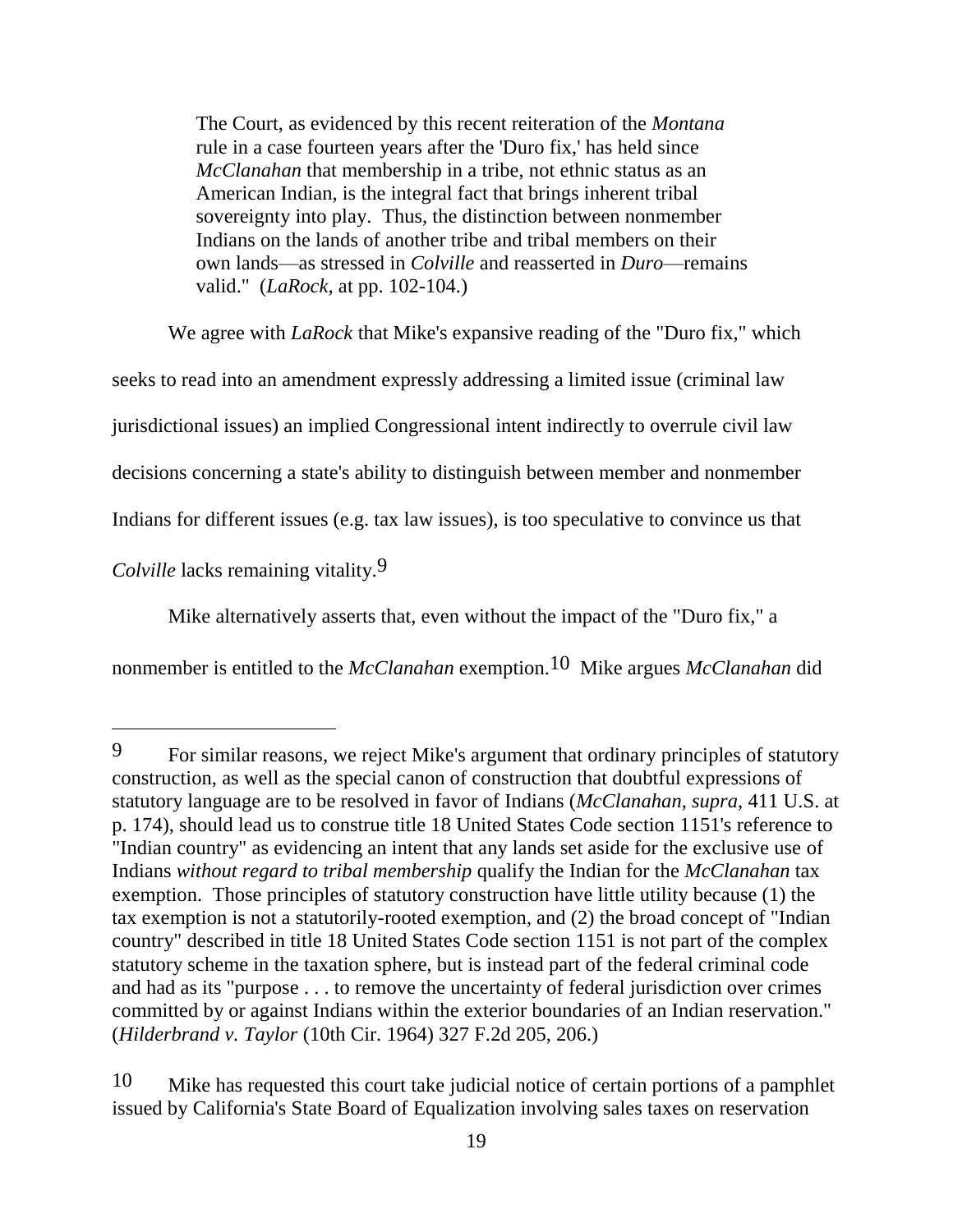> The Court, as evidenced by this recent reiteration of the *Montana* rule in a case fourteen years after the 'Duro fix,' has held since *McClanahan* that membership in a tribe, not ethnic status as an American Indian, is the integral fact that brings inherent tribal sovereignty into play. Thus, the distinction between nonmember Indians on the lands of another tribe and tribal members on their own lands—as stressed in *Colville* and reasserted in *Duro*—remains valid." (*LaRock*, at pp. 102-104.)

We agree with *LaRock* that Mike's expansive reading of the "Duro fix," which seeks to read into an amendment expressly addressing a limited issue (criminal law jurisdictional issues) an implied Congressional intent indirectly to overrule civil law decisions concerning a state's ability to distinguish between member and nonmember Indians for different issues (e.g. tax law issues), is too speculative to convince us that *Colville* lacks remaining vitality.[9]

Mike alternatively asserts that, even without the impact of the "Duro fix," a nonmember is entitled to the *McClanahan* exemption.[10] Mike argues *McClanahan* did

---

[9] For similar reasons, we reject Mike's argument that ordinary principles of statutory construction, as well as the special canon of construction that doubtful expressions of statutory language are to be resolved in favor of Indians (*McClanahan*, *supra*, 411 U.S. at p. 174), should lead us to construe title 18 United States Code section 1151's reference to "Indian country" as evidencing an intent that any lands set aside for the exclusive use of Indians *without regard to tribal membership* qualify the Indian for the *McClanahan* tax exemption. Those principles of statutory construction have little utility because (1) the tax exemption is not a statutorily-rooted exemption, and (2) the broad concept of "Indian country" described in title 18 United States Code section 1151 is not part of the complex statutory scheme in the taxation sphere, but is instead part of the federal criminal code and had as its "purpose . . . to remove the uncertainty of federal jurisdiction over crimes committed by or against Indians within the exterior boundaries of an Indian reservation." (*Hilderbrand v. Taylor* (10th Cir. 1964) 327 F.2d 205, 206.)

[10] Mike has requested this court take judicial notice of certain portions of a pamphlet issued by California's State Board of Equalization involving sales taxes on reservation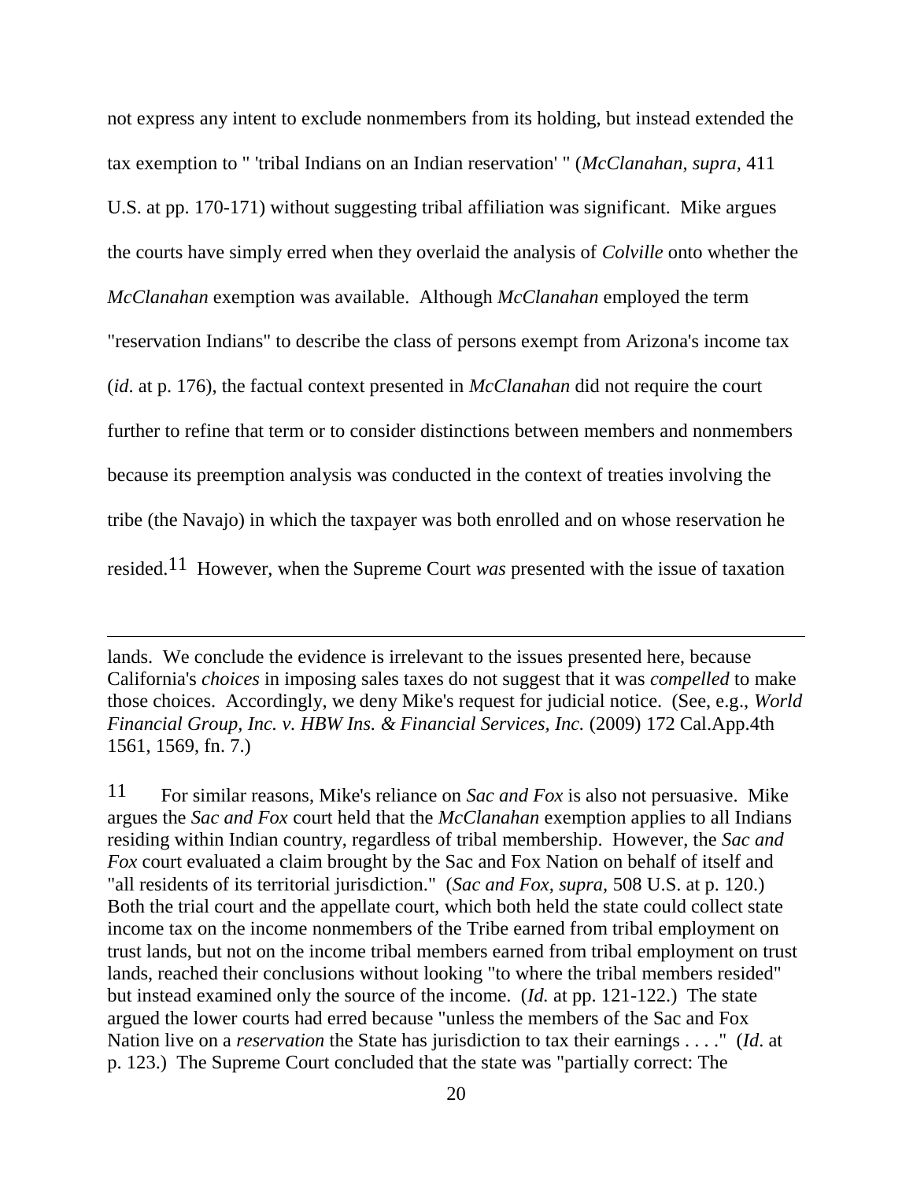not express any intent to exclude nonmembers from its holding, but instead extended the tax exemption to " 'tribal Indians on an Indian reservation' " (*McClanahan*, *supra*, 411 U.S. at pp. 170-171) without suggesting tribal affiliation was significant. Mike argues the courts have simply erred when they overlaid the analysis of *Colville* onto whether the *McClanahan* exemption was available. Although *McClanahan* employed the term "reservation Indians" to describe the class of persons exempt from Arizona's income tax (*id*. at p. 176), the factual context presented in *McClanahan* did not require the court further to refine that term or to consider distinctions between members and nonmembers because its preemption analysis was conducted in the context of treaties involving the tribe (the Navajo) in which the taxpayer was both enrolled and on whose reservation he resided.[11] However, when the Supreme Court *was* presented with the issue of taxation

---

lands. We conclude the evidence is irrelevant to the issues presented here, because California's *choices* in imposing sales taxes do not suggest that it was *compelled* to make those choices. Accordingly, we deny Mike's request for judicial notice. (See, e.g., *World Financial Group, Inc. v. HBW Ins. & Financial Services, Inc.* (2009) 172 Cal.App.4th 1561, 1569, fn. 7.)

[11] For similar reasons, Mike's reliance on *Sac and Fox* is also not persuasive. Mike argues the *Sac and Fox* court held that the *McClanahan* exemption applies to all Indians residing within Indian country, regardless of tribal membership. However, the *Sac and Fox* court evaluated a claim brought by the Sac and Fox Nation on behalf of itself and "all residents of its territorial jurisdiction." (*Sac and Fox*, *supra*, 508 U.S. at p. 120.) Both the trial court and the appellate court, which both held the state could collect state income tax on the income nonmembers of the Tribe earned from tribal employment on trust lands, but not on the income tribal members earned from tribal employment on trust lands, reached their conclusions without looking "to where the tribal members resided" but instead examined only the source of the income. (*Id.* at pp. 121-122.) The state argued the lower courts had erred because "unless the members of the Sac and Fox Nation live on a *reservation* the State has jurisdiction to tax their earnings . . . ." (*Id*. at p. 123.) The Supreme Court concluded that the state was "partially correct: The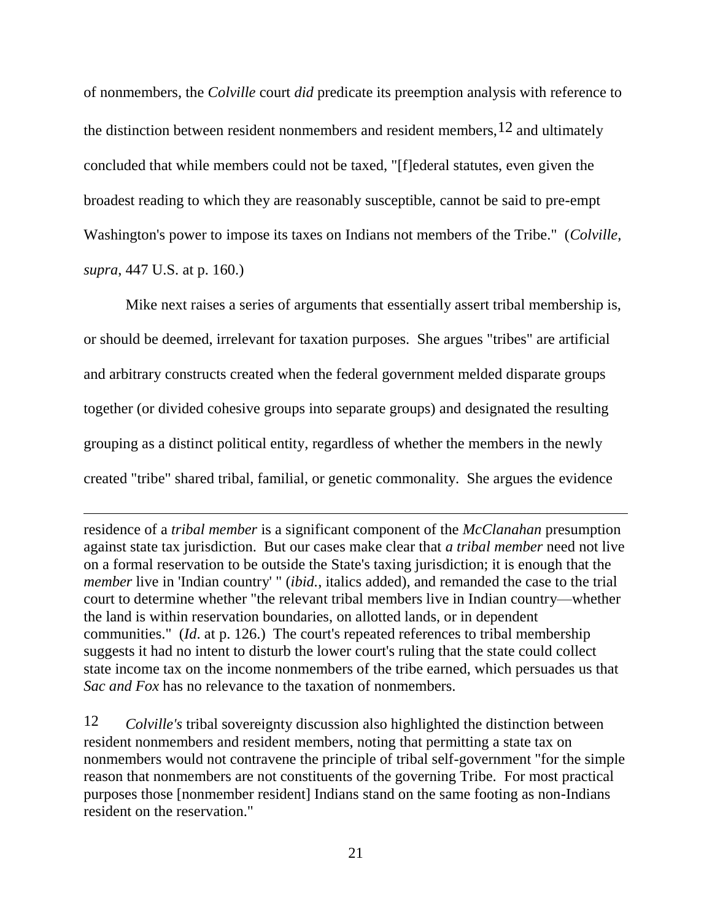of nonmembers, the *Colville* court *did* predicate its preemption analysis with reference to the distinction between resident nonmembers and resident members,[12] and ultimately concluded that while members could not be taxed, "[f]ederal statutes, even given the broadest reading to which they are reasonably susceptible, cannot be said to pre-empt Washington's power to impose its taxes on Indians not members of the Tribe." (*Colville*, *supra*, 447 U.S. at p. 160.)

Mike next raises a series of arguments that essentially assert tribal membership is, or should be deemed, irrelevant for taxation purposes. She argues "tribes" are artificial and arbitrary constructs created when the federal government melded disparate groups together (or divided cohesive groups into separate groups) and designated the resulting grouping as a distinct political entity, regardless of whether the members in the newly created "tribe" shared tribal, familial, or genetic commonality. She argues the evidence

---

residence of a *tribal member* is a significant component of the *McClanahan* presumption against state tax jurisdiction. But our cases make clear that *a tribal member* need not live on a formal reservation to be outside the State's taxing jurisdiction; it is enough that the *member* live in 'Indian country' " (*ibid.*, italics added), and remanded the case to the trial court to determine whether "the relevant tribal members live in Indian country—whether the land is within reservation boundaries, on allotted lands, or in dependent communities." (*Id*. at p. 126.) The court's repeated references to tribal membership suggests it had no intent to disturb the lower court's ruling that the state could collect state income tax on the income nonmembers of the tribe earned, which persuades us that *Sac and Fox* has no relevance to the taxation of nonmembers.

12 *Colville's* tribal sovereignty discussion also highlighted the distinction between resident nonmembers and resident members, noting that permitting a state tax on nonmembers would not contravene the principle of tribal self-government "for the simple reason that nonmembers are not constituents of the governing Tribe. For most practical purposes those [nonmember resident] Indians stand on the same footing as non-Indians resident on the reservation."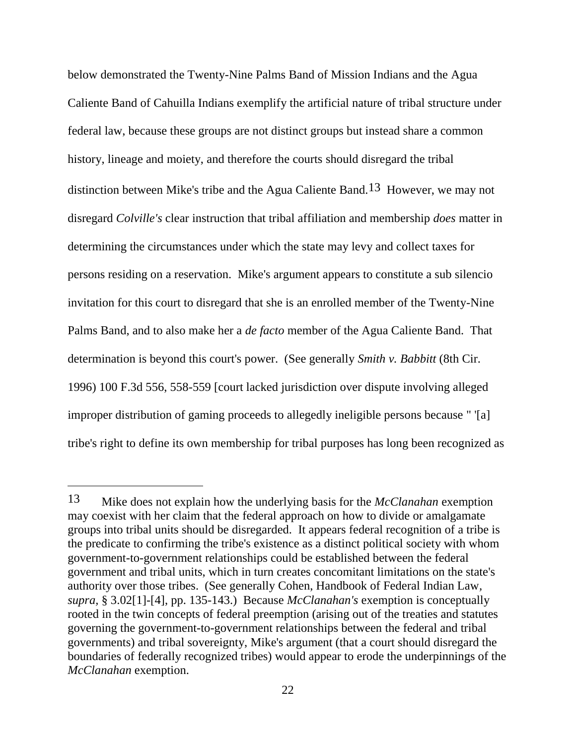below demonstrated the Twenty-Nine Palms Band of Mission Indians and the Agua Caliente Band of Cahuilla Indians exemplify the artificial nature of tribal structure under federal law, because these groups are not distinct groups but instead share a common history, lineage and moiety, and therefore the courts should disregard the tribal distinction between Mike's tribe and the Agua Caliente Band.[13] However, we may not disregard *Colville's* clear instruction that tribal affiliation and membership *does* matter in determining the circumstances under which the state may levy and collect taxes for persons residing on a reservation. Mike's argument appears to constitute a sub silencio invitation for this court to disregard that she is an enrolled member of the Twenty-Nine Palms Band, and to also make her a *de facto* member of the Agua Caliente Band. That determination is beyond this court's power. (See generally *Smith v. Babbitt* (8th Cir. 1996) 100 F.3d 556, 558-559 [court lacked jurisdiction over dispute involving alleged improper distribution of gaming proceeds to allegedly ineligible persons because " '[a] tribe's right to define its own membership for tribal purposes has long been recognized as

---

[13] Mike does not explain how the underlying basis for the *McClanahan* exemption may coexist with her claim that the federal approach on how to divide or amalgamate groups into tribal units should be disregarded. It appears federal recognition of a tribe is the predicate to confirming the tribe's existence as a distinct political society with whom government-to-government relationships could be established between the federal government and tribal units, which in turn creates concomitant limitations on the state's authority over those tribes. (See generally Cohen, Handbook of Federal Indian Law, *supra,* § 3.02[1]-[4], pp. 135-143.) Because *McClanahan's* exemption is conceptually rooted in the twin concepts of federal preemption (arising out of the treaties and statutes governing the government-to-government relationships between the federal and tribal governments) and tribal sovereignty, Mike's argument (that a court should disregard the boundaries of federally recognized tribes) would appear to erode the underpinnings of the *McClanahan* exemption.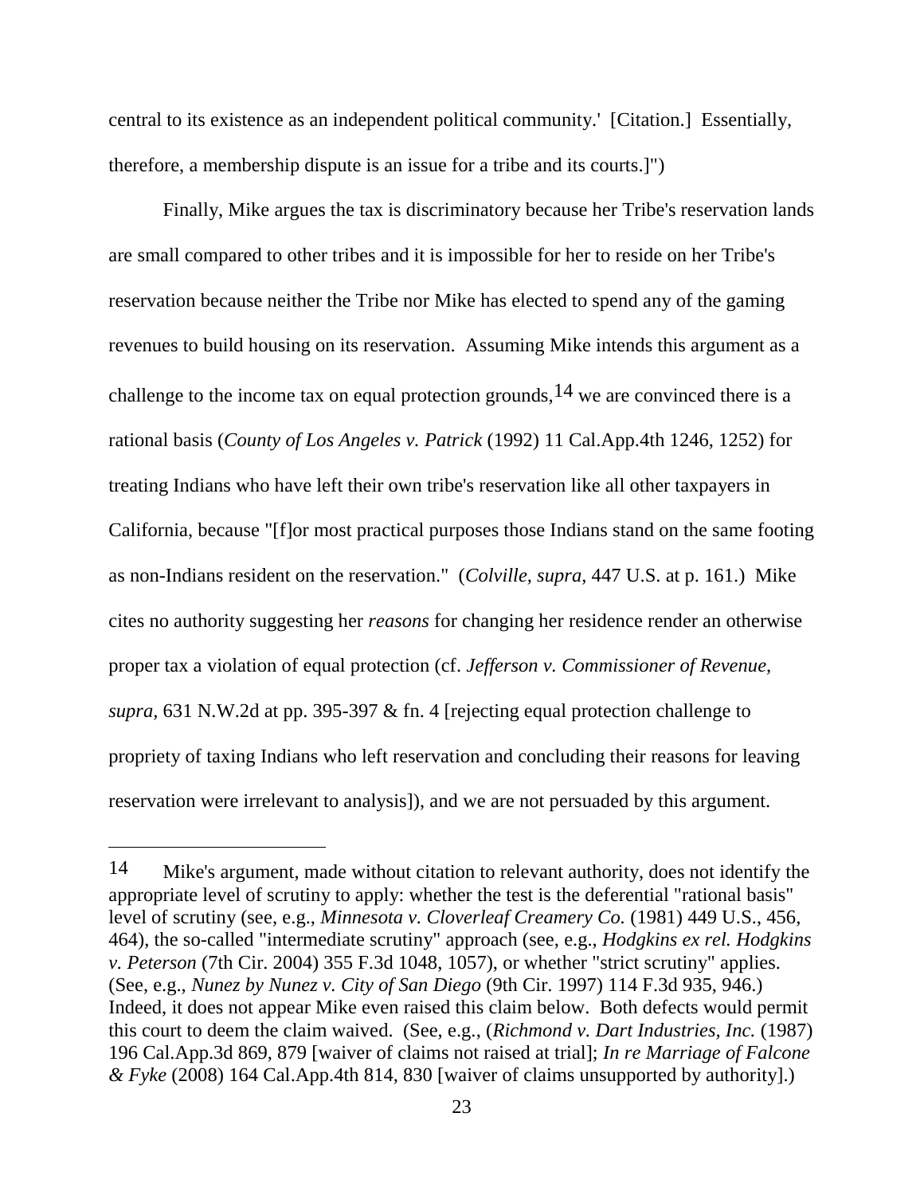central to its existence as an independent political community.' [Citation.] Essentially, therefore, a membership dispute is an issue for a tribe and its courts.]")

Finally, Mike argues the tax is discriminatory because her Tribe's reservation lands are small compared to other tribes and it is impossible for her to reside on her Tribe's reservation because neither the Tribe nor Mike has elected to spend any of the gaming revenues to build housing on its reservation. Assuming Mike intends this argument as a challenge to the income tax on equal protection grounds,[14] we are convinced there is a rational basis (*County of Los Angeles v. Patrick* (1992) 11 Cal.App.4th 1246, 1252) for treating Indians who have left their own tribe's reservation like all other taxpayers in California, because "[f]or most practical purposes those Indians stand on the same footing as non-Indians resident on the reservation." (*Colville, supra*, 447 U.S. at p. 161.) Mike cites no authority suggesting her *reasons* for changing her residence render an otherwise proper tax a violation of equal protection (cf. *Jefferson v. Commissioner of Revenue, supra*, 631 N.W.2d at pp. 395-397 & fn. 4 [rejecting equal protection challenge to propriety of taxing Indians who left reservation and concluding their reasons for leaving reservation were irrelevant to analysis]), and we are not persuaded by this argument.

---

14 Mike's argument, made without citation to relevant authority, does not identify the appropriate level of scrutiny to apply: whether the test is the deferential "rational basis" level of scrutiny (see, e.g., *Minnesota v. Cloverleaf Creamery Co.* (1981) 449 U.S., 456, 464), the so-called "intermediate scrutiny" approach (see, e.g., *Hodgkins ex rel. Hodgkins v. Peterson* (7th Cir. 2004) 355 F.3d 1048, 1057), or whether "strict scrutiny" applies. (See, e.g., *Nunez by Nunez v. City of San Diego* (9th Cir. 1997) 114 F.3d 935, 946.) Indeed, it does not appear Mike even raised this claim below. Both defects would permit this court to deem the claim waived. (See, e.g., (*Richmond v. Dart Industries, Inc.* (1987) 196 Cal.App.3d 869, 879 [waiver of claims not raised at trial]; *In re Marriage of Falcone & Fyke* (2008) 164 Cal.App.4th 814, 830 [waiver of claims unsupported by authority].)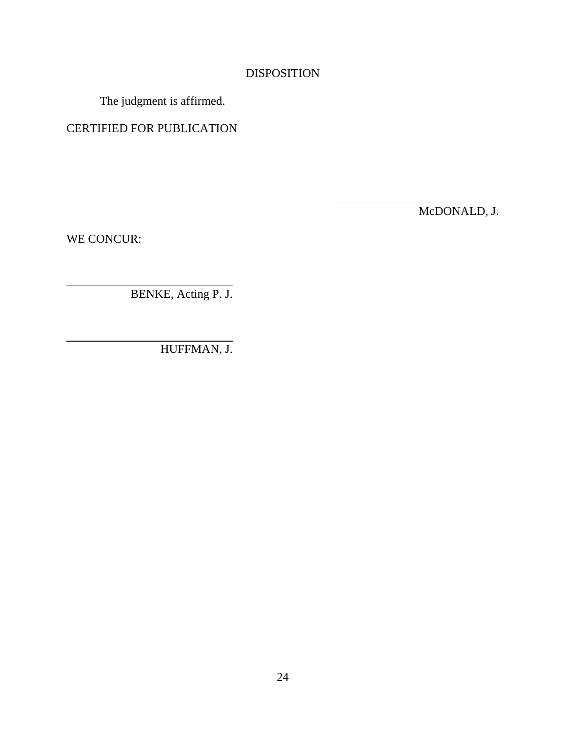## DISPOSITION

The judgment is affirmed.

CERTIFIED FOR PUBLICATION

McDONALD, J.

WE CONCUR:

BENKE, Acting P. J.

HUFFMAN, J.